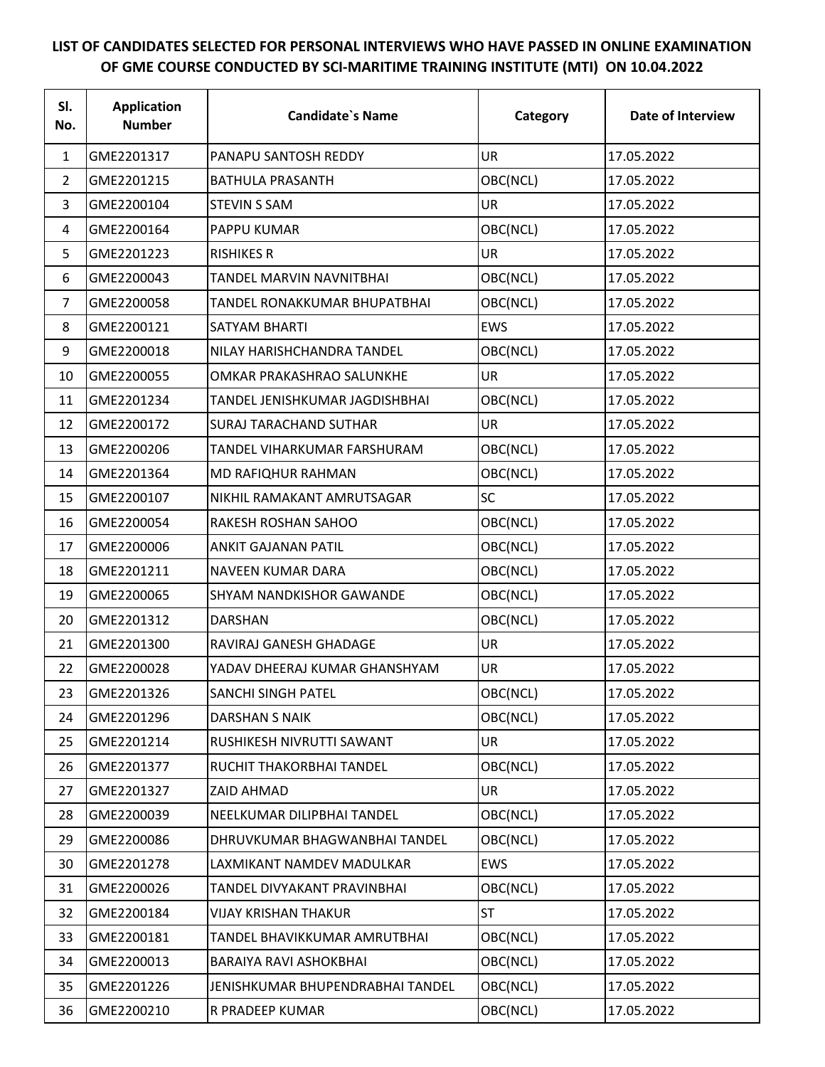# LIST OF CANDIDATES SELECTED FOR PERSONAL INTERVIEWS WHO HAVE PASSED IN ONLINE EXAMINATION OF GME COURSE CONDUCTED BY SCI-MARITIME TRAINING INSTITUTE (MTI) ON 10.04.2022

| Sl. No. | Application Number | Candidate`s Name | Category | Date of Interview |
|---|---|---|---|---|
| 1 | GME2201317 | PANAPU SANTOSH REDDY | UR | 17.05.2022 |
| 2 | GME2201215 | BATHULA PRASANTH | OBC(NCL) | 17.05.2022 |
| 3 | GME2200104 | STEVIN S SAM | UR | 17.05.2022 |
| 4 | GME2200164 | PAPPU KUMAR | OBC(NCL) | 17.05.2022 |
| 5 | GME2201223 | RISHIKES R | UR | 17.05.2022 |
| 6 | GME2200043 | TANDEL MARVIN NAVNITBHAI | OBC(NCL) | 17.05.2022 |
| 7 | GME2200058 | TANDEL RONAKKUMAR BHUPATBHAI | OBC(NCL) | 17.05.2022 |
| 8 | GME2200121 | SATYAM BHARTI | EWS | 17.05.2022 |
| 9 | GME2200018 | NILAY HARISHCHANDRA TANDEL | OBC(NCL) | 17.05.2022 |
| 10 | GME2200055 | OMKAR PRAKASHRAO SALUNKHE | UR | 17.05.2022 |
| 11 | GME2201234 | TANDEL JENISHKUMAR JAGDISHBHAI | OBC(NCL) | 17.05.2022 |
| 12 | GME2200172 | SURAJ TARACHAND SUTHAR | UR | 17.05.2022 |
| 13 | GME2200206 | TANDEL VIHARKUMAR FARSHURAM | OBC(NCL) | 17.05.2022 |
| 14 | GME2201364 | MD RAFIQHUR RAHMAN | OBC(NCL) | 17.05.2022 |
| 15 | GME2200107 | NIKHIL RAMAKANT AMRUTSAGAR | SC | 17.05.2022 |
| 16 | GME2200054 | RAKESH ROSHAN SAHOO | OBC(NCL) | 17.05.2022 |
| 17 | GME2200006 | ANKIT GAJANAN PATIL | OBC(NCL) | 17.05.2022 |
| 18 | GME2201211 | NAVEEN KUMAR DARA | OBC(NCL) | 17.05.2022 |
| 19 | GME2200065 | SHYAM NANDKISHOR GAWANDE | OBC(NCL) | 17.05.2022 |
| 20 | GME2201312 | DARSHAN | OBC(NCL) | 17.05.2022 |
| 21 | GME2201300 | RAVIRAJ GANESH GHADAGE | UR | 17.05.2022 |
| 22 | GME2200028 | YADAV DHEERAJ KUMAR GHANSHYAM | UR | 17.05.2022 |
| 23 | GME2201326 | SANCHI SINGH PATEL | OBC(NCL) | 17.05.2022 |
| 24 | GME2201296 | DARSHAN S NAIK | OBC(NCL) | 17.05.2022 |
| 25 | GME2201214 | RUSHIKESH NIVRUTTI SAWANT | UR | 17.05.2022 |
| 26 | GME2201377 | RUCHIT THAKORBHAI TANDEL | OBC(NCL) | 17.05.2022 |
| 27 | GME2201327 | ZAID AHMAD | UR | 17.05.2022 |
| 28 | GME2200039 | NEELKUMAR DILIPBHAI TANDEL | OBC(NCL) | 17.05.2022 |
| 29 | GME2200086 | DHRUVKUMAR BHAGWANBHAI TANDEL | OBC(NCL) | 17.05.2022 |
| 30 | GME2201278 | LAXMIKANT NAMDEV MADULKAR | EWS | 17.05.2022 |
| 31 | GME2200026 | TANDEL DIVYAKANT PRAVINBHAI | OBC(NCL) | 17.05.2022 |
| 32 | GME2200184 | VIJAY KRISHAN THAKUR | ST | 17.05.2022 |
| 33 | GME2200181 | TANDEL BHAVIKKUMAR AMRUTBHAI | OBC(NCL) | 17.05.2022 |
| 34 | GME2200013 | BARAIYA RAVI ASHOKBHAI | OBC(NCL) | 17.05.2022 |
| 35 | GME2201226 | JENISHKUMAR BHUPENDRABHAI TANDEL | OBC(NCL) | 17.05.2022 |
| 36 | GME2200210 | R PRADEEP KUMAR | OBC(NCL) | 17.05.2022 |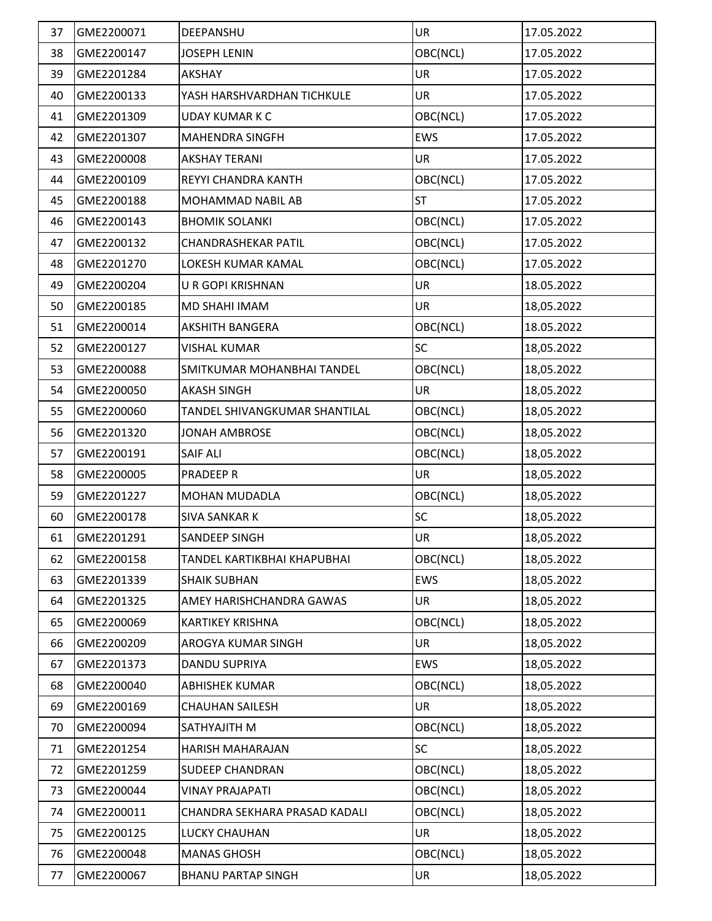| 37 | GME2200071 | DEEPANSHU | UR | 17.05.2022 |
|---|---|---|---|---|
| 38 | GME2200147 | JOSEPH LENIN | OBC(NCL) | 17.05.2022 |
| 39 | GME2201284 | AKSHAY | UR | 17.05.2022 |
| 40 | GME2200133 | YASH HARSHVARDHAN TICHKULE | UR | 17.05.2022 |
| 41 | GME2201309 | UDAY KUMAR K C | OBC(NCL) | 17.05.2022 |
| 42 | GME2201307 | MAHENDRA SINGFH | EWS | 17.05.2022 |
| 43 | GME2200008 | AKSHAY TERANI | UR | 17.05.2022 |
| 44 | GME2200109 | REYYI CHANDRA KANTH | OBC(NCL) | 17.05.2022 |
| 45 | GME2200188 | MOHAMMAD NABIL AB | ST | 17.05.2022 |
| 46 | GME2200143 | BHOMIK SOLANKI | OBC(NCL) | 17.05.2022 |
| 47 | GME2200132 | CHANDRASHEKAR PATIL | OBC(NCL) | 17.05.2022 |
| 48 | GME2201270 | LOKESH KUMAR KAMAL | OBC(NCL) | 17.05.2022 |
| 49 | GME2200204 | U R GOPI KRISHNAN | UR | 18.05.2022 |
| 50 | GME2200185 | MD SHAHI IMAM | UR | 18,05.2022 |
| 51 | GME2200014 | AKSHITH BANGERA | OBC(NCL) | 18.05.2022 |
| 52 | GME2200127 | VISHAL KUMAR | SC | 18,05.2022 |
| 53 | GME2200088 | SMITKUMAR MOHANBHAI TANDEL | OBC(NCL) | 18,05.2022 |
| 54 | GME2200050 | AKASH SINGH | UR | 18,05.2022 |
| 55 | GME2200060 | TANDEL SHIVANGKUMAR SHANTILAL | OBC(NCL) | 18,05.2022 |
| 56 | GME2201320 | JONAH AMBROSE | OBC(NCL) | 18,05.2022 |
| 57 | GME2200191 | SAIF ALI | OBC(NCL) | 18,05.2022 |
| 58 | GME2200005 | PRADEEP R | UR | 18,05.2022 |
| 59 | GME2201227 | MOHAN MUDADLA | OBC(NCL) | 18,05.2022 |
| 60 | GME2200178 | SIVA SANKAR K | SC | 18,05.2022 |
| 61 | GME2201291 | SANDEEP SINGH | UR | 18,05.2022 |
| 62 | GME2200158 | TANDEL KARTIKBHAI KHAPUBHAI | OBC(NCL) | 18,05.2022 |
| 63 | GME2201339 | SHAIK SUBHAN | EWS | 18,05.2022 |
| 64 | GME2201325 | AMEY HARISHCHANDRA GAWAS | UR | 18,05.2022 |
| 65 | GME2200069 | KARTIKEY KRISHNA | OBC(NCL) | 18,05.2022 |
| 66 | GME2200209 | AROGYA KUMAR SINGH | UR | 18,05.2022 |
| 67 | GME2201373 | DANDU SUPRIYA | EWS | 18,05.2022 |
| 68 | GME2200040 | ABHISHEK KUMAR | OBC(NCL) | 18,05.2022 |
| 69 | GME2200169 | CHAUHAN SAILESH | UR | 18,05.2022 |
| 70 | GME2200094 | SATHYAJITH M | OBC(NCL) | 18,05.2022 |
| 71 | GME2201254 | HARISH MAHARAJAN | SC | 18,05.2022 |
| 72 | GME2201259 | SUDEEP CHANDRAN | OBC(NCL) | 18,05.2022 |
| 73 | GME2200044 | VINAY PRAJAPATI | OBC(NCL) | 18,05.2022 |
| 74 | GME2200011 | CHANDRA SEKHARA PRASAD KADALI | OBC(NCL) | 18,05.2022 |
| 75 | GME2200125 | LUCKY CHAUHAN | UR | 18,05.2022 |
| 76 | GME2200048 | MANAS GHOSH | OBC(NCL) | 18,05.2022 |
| 77 | GME2200067 | BHANU PARTAP SINGH | UR | 18,05.2022 |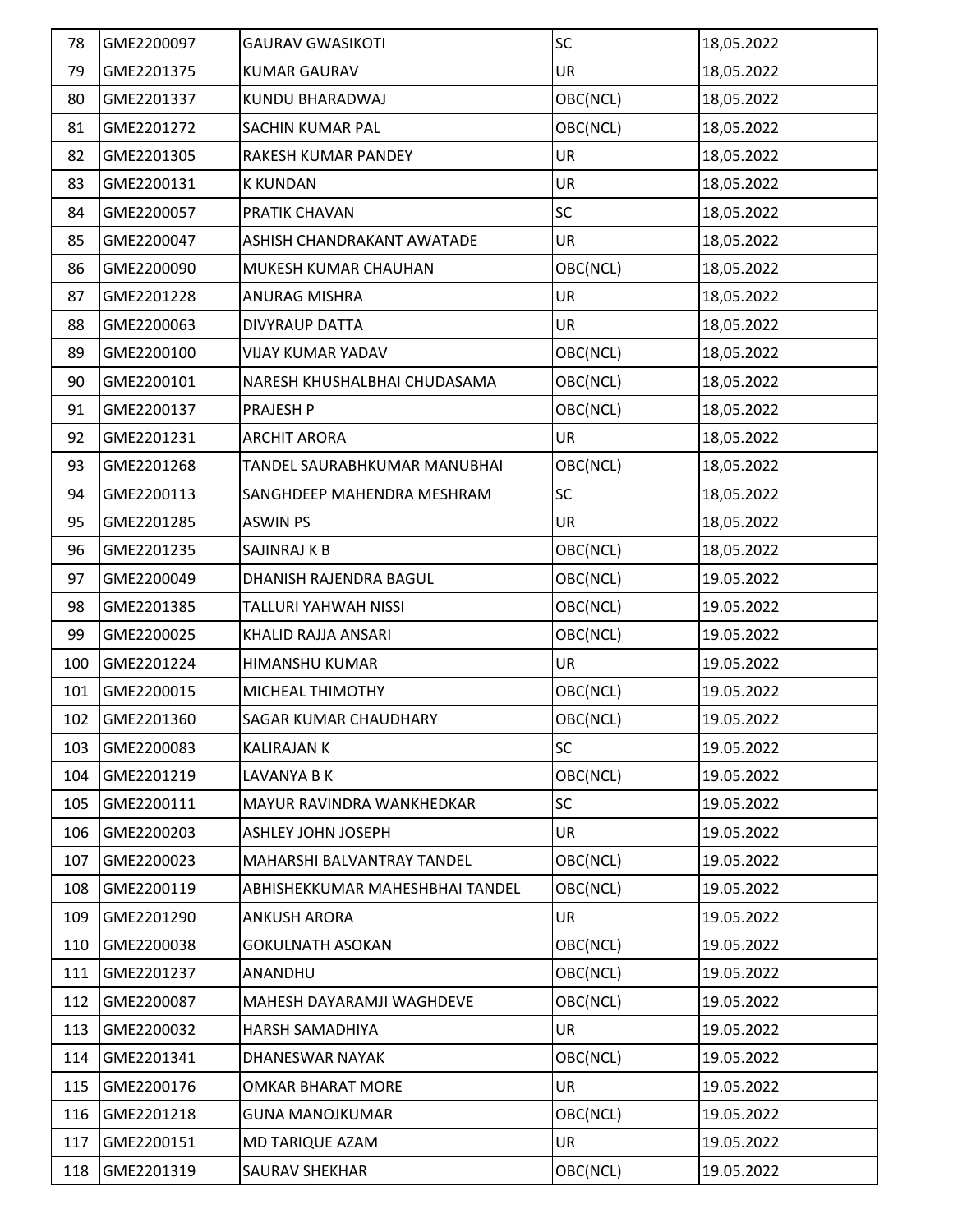| 78 | GME2200097 | GAURAV GWASIKOTI | SC | 18,05.2022 |
|---|---|---|---|---|
| 79 | GME2201375 | KUMAR GAURAV | UR | 18,05.2022 |
| 80 | GME2201337 | KUNDU BHARADWAJ | OBC(NCL) | 18,05.2022 |
| 81 | GME2201272 | SACHIN KUMAR PAL | OBC(NCL) | 18,05.2022 |
| 82 | GME2201305 | RAKESH KUMAR PANDEY | UR | 18,05.2022 |
| 83 | GME2200131 | K KUNDAN | UR | 18,05.2022 |
| 84 | GME2200057 | PRATIK CHAVAN | SC | 18,05.2022 |
| 85 | GME2200047 | ASHISH CHANDRAKANT AWATADE | UR | 18,05.2022 |
| 86 | GME2200090 | MUKESH KUMAR CHAUHAN | OBC(NCL) | 18,05.2022 |
| 87 | GME2201228 | ANURAG MISHRA | UR | 18,05.2022 |
| 88 | GME2200063 | DIVYRAUP DATTA | UR | 18,05.2022 |
| 89 | GME2200100 | VIJAY KUMAR YADAV | OBC(NCL) | 18,05.2022 |
| 90 | GME2200101 | NARESH KHUSHALBHAI CHUDASAMA | OBC(NCL) | 18,05.2022 |
| 91 | GME2200137 | PRAJESH P | OBC(NCL) | 18,05.2022 |
| 92 | GME2201231 | ARCHIT ARORA | UR | 18,05.2022 |
| 93 | GME2201268 | TANDEL SAURABHKUMAR MANUBHAI | OBC(NCL) | 18,05.2022 |
| 94 | GME2200113 | SANGHDEEP MAHENDRA MESHRAM | SC | 18,05.2022 |
| 95 | GME2201285 | ASWIN PS | UR | 18,05.2022 |
| 96 | GME2201235 | SAJINRAJ K B | OBC(NCL) | 18,05.2022 |
| 97 | GME2200049 | DHANISH RAJENDRA BAGUL | OBC(NCL) | 19.05.2022 |
| 98 | GME2201385 | TALLURI YAHWAH NISSI | OBC(NCL) | 19.05.2022 |
| 99 | GME2200025 | KHALID RAJJA ANSARI | OBC(NCL) | 19.05.2022 |
| 100 | GME2201224 | HIMANSHU KUMAR | UR | 19.05.2022 |
| 101 | GME2200015 | MICHEAL THIMOTHY | OBC(NCL) | 19.05.2022 |
| 102 | GME2201360 | SAGAR KUMAR CHAUDHARY | OBC(NCL) | 19.05.2022 |
| 103 | GME2200083 | KALIRAJAN K | SC | 19.05.2022 |
| 104 | GME2201219 | LAVANYA B K | OBC(NCL) | 19.05.2022 |
| 105 | GME2200111 | MAYUR RAVINDRA WANKHEDKAR | SC | 19.05.2022 |
| 106 | GME2200203 | ASHLEY JOHN JOSEPH | UR | 19.05.2022 |
| 107 | GME2200023 | MAHARSHI BALVANTRAY TANDEL | OBC(NCL) | 19.05.2022 |
| 108 | GME2200119 | ABHISHEKKUMAR MAHESHBHAI TANDEL | OBC(NCL) | 19.05.2022 |
| 109 | GME2201290 | ANKUSH ARORA | UR | 19.05.2022 |
| 110 | GME2200038 | GOKULNATH ASOKAN | OBC(NCL) | 19.05.2022 |
| 111 | GME2201237 | ANANDHU | OBC(NCL) | 19.05.2022 |
| 112 | GME2200087 | MAHESH DAYARAMJI WAGHDEVE | OBC(NCL) | 19.05.2022 |
| 113 | GME2200032 | HARSH SAMADHIYA | UR | 19.05.2022 |
| 114 | GME2201341 | DHANESWAR NAYAK | OBC(NCL) | 19.05.2022 |
| 115 | GME2200176 | OMKAR BHARAT MORE | UR | 19.05.2022 |
| 116 | GME2201218 | GUNA MANOJKUMAR | OBC(NCL) | 19.05.2022 |
| 117 | GME2200151 | MD TARIQUE AZAM | UR | 19.05.2022 |
| 118 | GME2201319 | SAURAV SHEKHAR | OBC(NCL) | 19.05.2022 |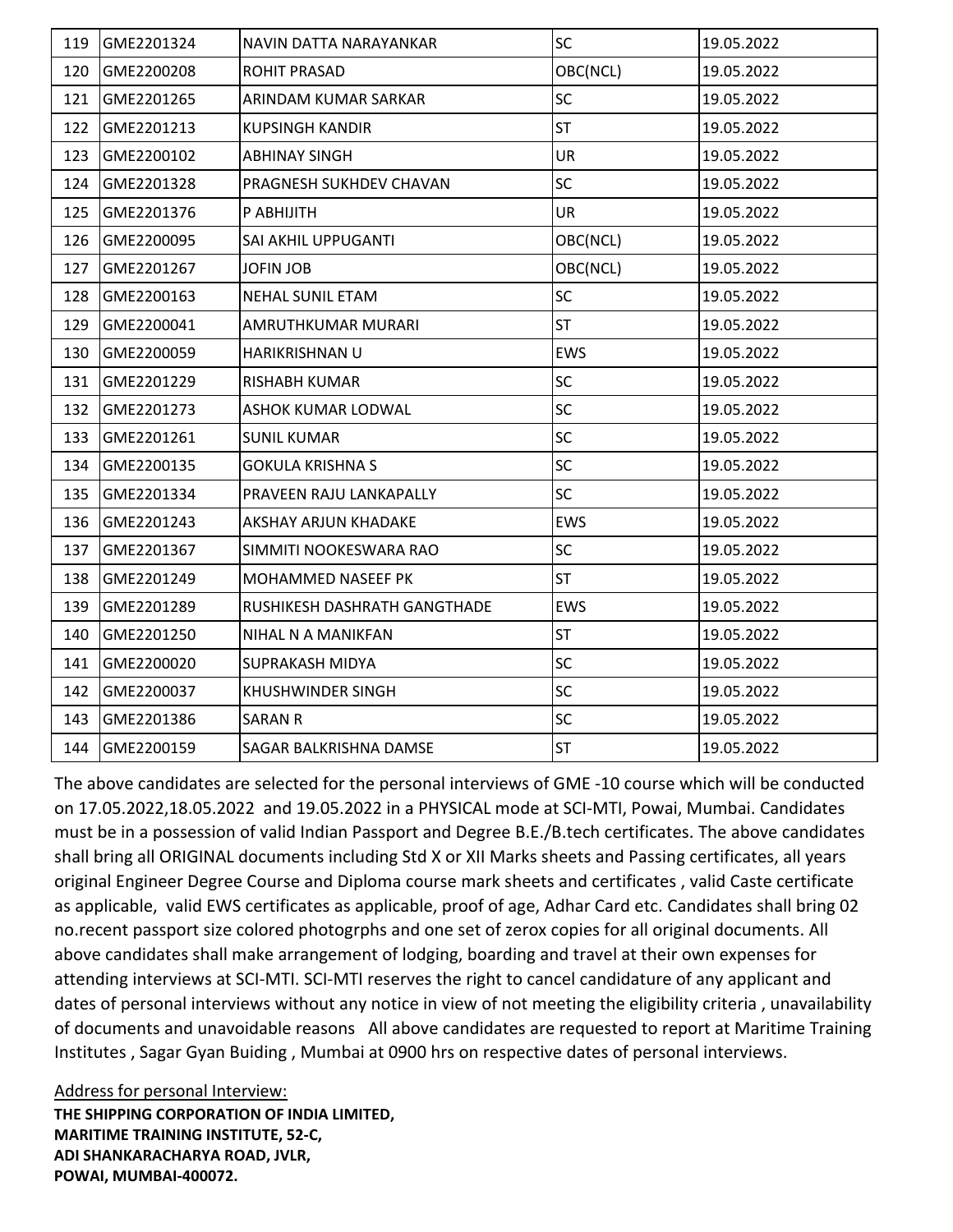| | | | | |
|---|---|---|---|---|
| 119 | GME2201324 | NAVIN DATTA NARAYANKAR | SC | 19.05.2022 |
| 120 | GME2200208 | ROHIT PRASAD | OBC(NCL) | 19.05.2022 |
| 121 | GME2201265 | ARINDAM KUMAR SARKAR | SC | 19.05.2022 |
| 122 | GME2201213 | KUPSINGH KANDIR | ST | 19.05.2022 |
| 123 | GME2200102 | ABHINAY SINGH | UR | 19.05.2022 |
| 124 | GME2201328 | PRAGNESH SUKHDEV CHAVAN | SC | 19.05.2022 |
| 125 | GME2201376 | P ABHIJITH | UR | 19.05.2022 |
| 126 | GME2200095 | SAI AKHIL UPPUGANTI | OBC(NCL) | 19.05.2022 |
| 127 | GME2201267 | JOFIN JOB | OBC(NCL) | 19.05.2022 |
| 128 | GME2200163 | NEHAL SUNIL ETAM | SC | 19.05.2022 |
| 129 | GME2200041 | AMRUTHKUMAR MURARI | ST | 19.05.2022 |
| 130 | GME2200059 | HARIKRISHNAN U | EWS | 19.05.2022 |
| 131 | GME2201229 | RISHABH KUMAR | SC | 19.05.2022 |
| 132 | GME2201273 | ASHOK KUMAR LODWAL | SC | 19.05.2022 |
| 133 | GME2201261 | SUNIL KUMAR | SC | 19.05.2022 |
| 134 | GME2200135 | GOKULA KRISHNA S | SC | 19.05.2022 |
| 135 | GME2201334 | PRAVEEN RAJU LANKAPALLY | SC | 19.05.2022 |
| 136 | GME2201243 | AKSHAY ARJUN KHADAKE | EWS | 19.05.2022 |
| 137 | GME2201367 | SIMMITI NOOKESWARA RAO | SC | 19.05.2022 |
| 138 | GME2201249 | MOHAMMED NASEEF PK | ST | 19.05.2022 |
| 139 | GME2201289 | RUSHIKESH DASHRATH GANGTHADE | EWS | 19.05.2022 |
| 140 | GME2201250 | NIHAL N A MANIKFAN | ST | 19.05.2022 |
| 141 | GME2200020 | SUPRAKASH MIDYA | SC | 19.05.2022 |
| 142 | GME2200037 | KHUSHWINDER SINGH | SC | 19.05.2022 |
| 143 | GME2201386 | SARAN R | SC | 19.05.2022 |
| 144 | GME2200159 | SAGAR BALKRISHNA DAMSE | ST | 19.05.2022 |

The above candidates are selected for the personal interviews of GME -10 course which will be conducted on 17.05.2022,18.05.2022 and 19.05.2022 in a PHYSICAL mode at SCI-MTI, Powai, Mumbai. Candidates must be in a possession of valid Indian Passport and Degree B.E./B.tech certificates. The above candidates shall bring all ORIGINAL documents including Std X or XII Marks sheets and Passing certificates, all years original Engineer Degree Course and Diploma course mark sheets and certificates , valid Caste certificate as applicable, valid EWS certificates as applicable, proof of age, Adhar Card etc. Candidates shall bring 02 no.recent passport size colored photogrphs and one set of zerox copies for all original documents. All above candidates shall make arrangement of lodging, boarding and travel at their own expenses for attending interviews at SCI-MTI. SCI-MTI reserves the right to cancel candidature of any applicant and dates of personal interviews without any notice in view of not meeting the eligibility criteria , unavailability of documents and unavoidable reasons All above candidates are requested to report at Maritime Training Institutes , Sagar Gyan Buiding , Mumbai at 0900 hrs on respective dates of personal interviews.

Address for personal Interview:

**THE SHIPPING CORPORATION OF INDIA LIMITED,**
**MARITIME TRAINING INSTITUTE, 52-C,**
**ADI SHANKARACHARYA ROAD, JVLR,**
**POWAI, MUMBAI-400072.**